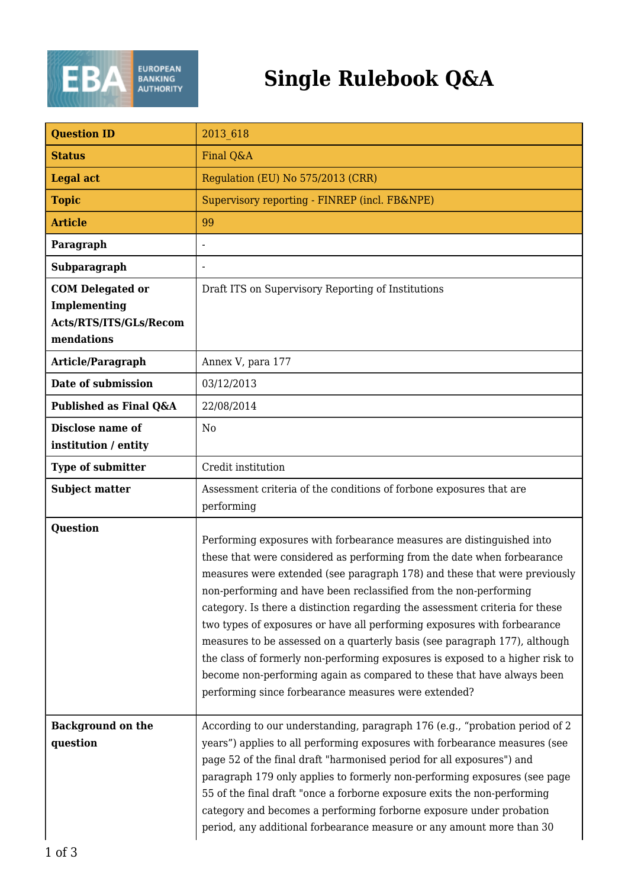# Single Rulebook Q&A

| Question ID | 2013_618 |
|---|---|
| Status | Final Q&A |
| Legal act | Regulation (EU) No 575/2013 (CRR) |
| Topic | Supervisory reporting - FINREP (incl. FB&NPE) |
| Article | 99 |
| Paragraph | - |
| Subparagraph | - |
| COM Delegated or Implementing Acts/RTS/ITS/GLs/Recommendations | Draft ITS on Supervisory Reporting of Institutions |
| Article/Paragraph | Annex V, para 177 |
| Date of submission | 03/12/2013 |
| Published as Final Q&A | 22/08/2014 |
| Disclose name of institution / entity | No |
| Type of submitter | Credit institution |
| Subject matter | Assessment criteria of the conditions of forbone exposures that are performing |
| Question | Performing exposures with forbearance measures are distinguished into these that were considered as performing from the date when forbearance measures were extended (see paragraph 178) and these that were previously non-performing and have been reclassified from the non-performing category. Is there a distinction regarding the assessment criteria for these two types of exposures or have all performing exposures with forbearance measures to be assessed on a quarterly basis (see paragraph 177), although the class of formerly non-performing exposures is exposed to a higher risk to become non-performing again as compared to these that have always been performing since forbearance measures were extended? |
| Background on the question | According to our understanding, paragraph 176 (e.g., "probation period of 2 years") applies to all performing exposures with forbearance measures (see page 52 of the final draft "harmonised period for all exposures") and paragraph 179 only applies to formerly non-performing exposures (see page 55 of the final draft "once a forborne exposure exits the non-performing category and becomes a performing forborne exposure under probation period, any additional forbearance measure or any amount more than 30 |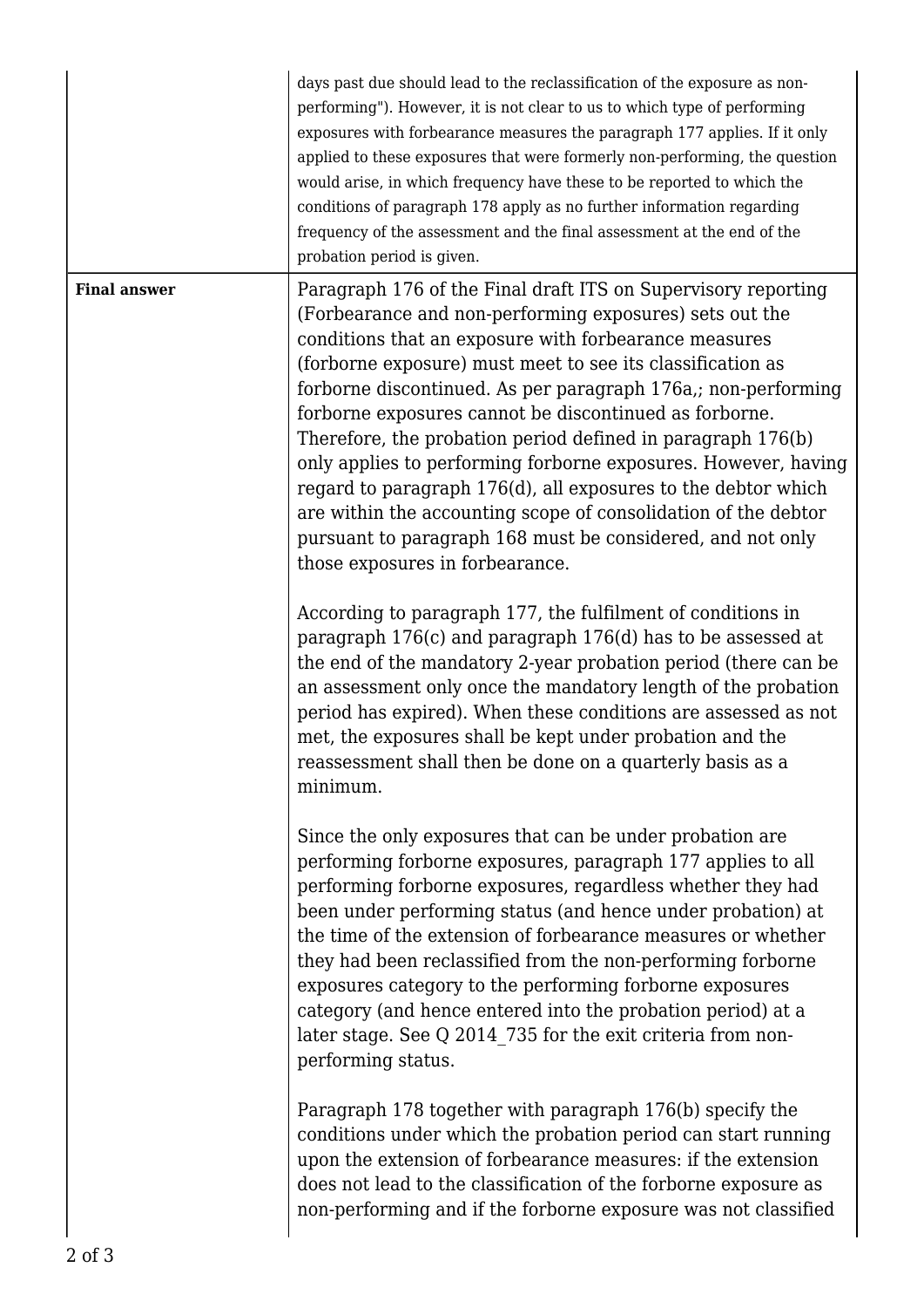| | |
|---|---|
| | days past due should lead to the reclassification of the exposure as non-performing"). However, it is not clear to us to which type of performing exposures with forbearance measures the paragraph 177 applies. If it only applied to these exposures that were formerly non-performing, the question would arise, in which frequency have these to be reported to which the conditions of paragraph 178 apply as no further information regarding frequency of the assessment and the final assessment at the end of the probation period is given. |
| **Final answer** | Paragraph 176 of the Final draft ITS on Supervisory reporting (Forbearance and non-performing exposures) sets out the conditions that an exposure with forbearance measures (forborne exposure) must meet to see its classification as forborne discontinued. As per paragraph 176a,; non-performing forborne exposures cannot be discontinued as forborne. Therefore, the probation period defined in paragraph 176(b) only applies to performing forborne exposures. However, having regard to paragraph 176(d), all exposures to the debtor which are within the accounting scope of consolidation of the debtor pursuant to paragraph 168 must be considered, and not only those exposures in forbearance.<br><br>According to paragraph 177, the fulfilment of conditions in paragraph 176(c) and paragraph 176(d) has to be assessed at the end of the mandatory 2-year probation period (there can be an assessment only once the mandatory length of the probation period has expired). When these conditions are assessed as not met, the exposures shall be kept under probation and the reassessment shall then be done on a quarterly basis as a minimum.<br><br>Since the only exposures that can be under probation are performing forborne exposures, paragraph 177 applies to all performing forborne exposures, regardless whether they had been under performing status (and hence under probation) at the time of the extension of forbearance measures or whether they had been reclassified from the non-performing forborne exposures category to the performing forborne exposures category (and hence entered into the probation period) at a later stage. See Q 2014_735 for the exit criteria from non-performing status.<br><br>Paragraph 178 together with paragraph 176(b) specify the conditions under which the probation period can start running upon the extension of forbearance measures: if the extension does not lead to the classification of the forborne exposure as non-performing and if the forborne exposure was not classified |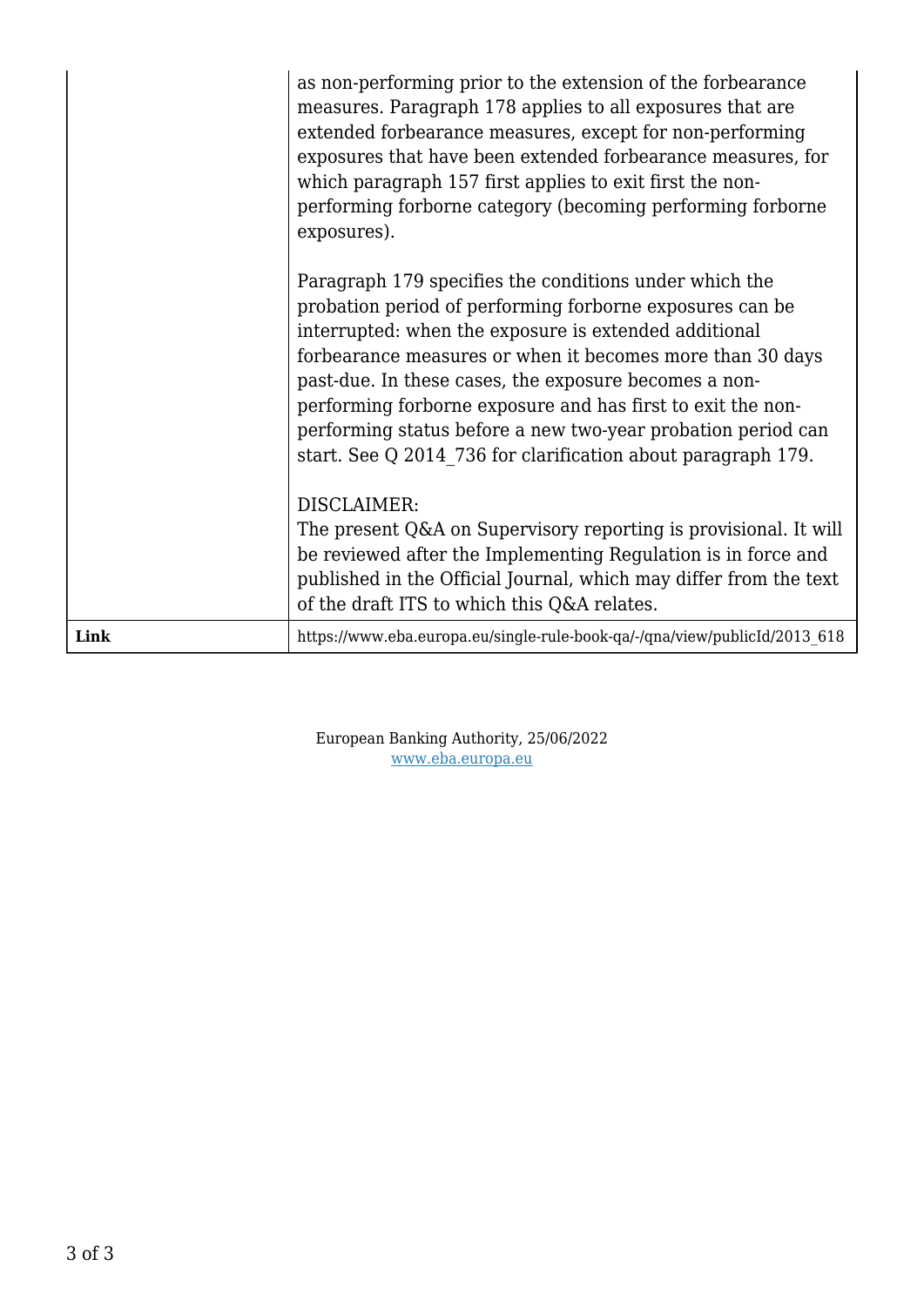| | |
|---|---|
| | as non-performing prior to the extension of the forbearance measures. Paragraph 178 applies to all exposures that are extended forbearance measures, except for non-performing exposures that have been extended forbearance measures, for which paragraph 157 first applies to exit first the non-performing forborne category (becoming performing forborne exposures).<br><br>Paragraph 179 specifies the conditions under which the probation period of performing forborne exposures can be interrupted: when the exposure is extended additional forbearance measures or when it becomes more than 30 days past-due. In these cases, the exposure becomes a non-performing forborne exposure and has first to exit the non-performing status before a new two-year probation period can start. See Q 2014_736 for clarification about paragraph 179.<br><br>DISCLAIMER:<br>The present Q&A on Supervisory reporting is provisional. It will be reviewed after the Implementing Regulation is in force and published in the Official Journal, which may differ from the text of the draft ITS to which this Q&A relates. |
| **Link** | https://www.eba.europa.eu/single-rule-book-qa/-/qna/view/publicId/2013_618 |

European Banking Authority, 25/06/2022
www.eba.europa.eu